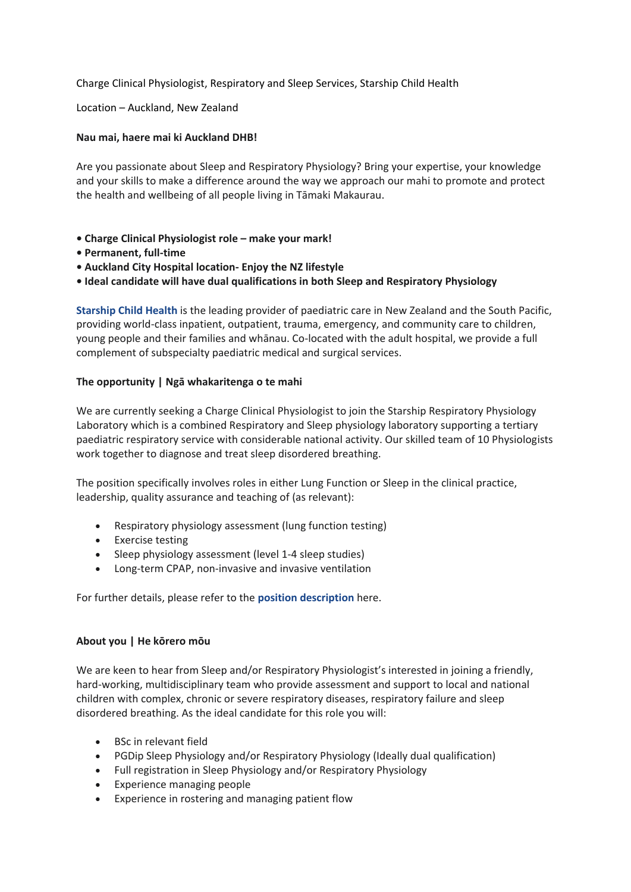Charge Clinical Physiologist, Respiratory and Sleep Services, Starship Child Health

Location – Auckland, New Zealand

**Nau mai, haere mai ki Auckland DHB!**

Are you passionate about Sleep and Respiratory Physiology? Bring your expertise, your knowledge and your skills to make a difference around the way we approach our mahi to promote and protect the health and wellbeing of all people living in Tāmaki Makaurau.

- **Charge Clinical Physiologist role – make your mark!**
- **Permanent, full-time**
- **Auckland City Hospital location- Enjoy the NZ lifestyle**
- **Ideal candidate will have dual qualifications in both Sleep and Respiratory Physiology**

**Starship Child Health** is the leading provider of paediatric care in New Zealand and the South Pacific, providing world-class inpatient, outpatient, trauma, emergency, and community care to children, young people and their families and whānau. Co-located with the adult hospital, we provide a full complement of subspecialty paediatric medical and surgical services.

**The opportunity | Ngā whakaritenga o te mahi**

We are currently seeking a Charge Clinical Physiologist to join the Starship Respiratory Physiology Laboratory which is a combined Respiratory and Sleep physiology laboratory supporting a tertiary paediatric respiratory service with considerable national activity. Our skilled team of 10 Physiologists work together to diagnose and treat sleep disordered breathing.

The position specifically involves roles in either Lung Function or Sleep in the clinical practice, leadership, quality assurance and teaching of (as relevant):

- Respiratory physiology assessment (lung function testing)
- Exercise testing
- Sleep physiology assessment (level 1-4 sleep studies)
- Long-term CPAP, non-invasive and invasive ventilation

For further details, please refer to the **position description** here.

**About you | He kōrero mōu**

We are keen to hear from Sleep and/or Respiratory Physiologist's interested in joining a friendly, hard-working, multidisciplinary team who provide assessment and support to local and national children with complex, chronic or severe respiratory diseases, respiratory failure and sleep disordered breathing. As the ideal candidate for this role you will:

- BSc in relevant field
- PGDip Sleep Physiology and/or Respiratory Physiology (Ideally dual qualification)
- Full registration in Sleep Physiology and/or Respiratory Physiology
- Experience managing people
- Experience in rostering and managing patient flow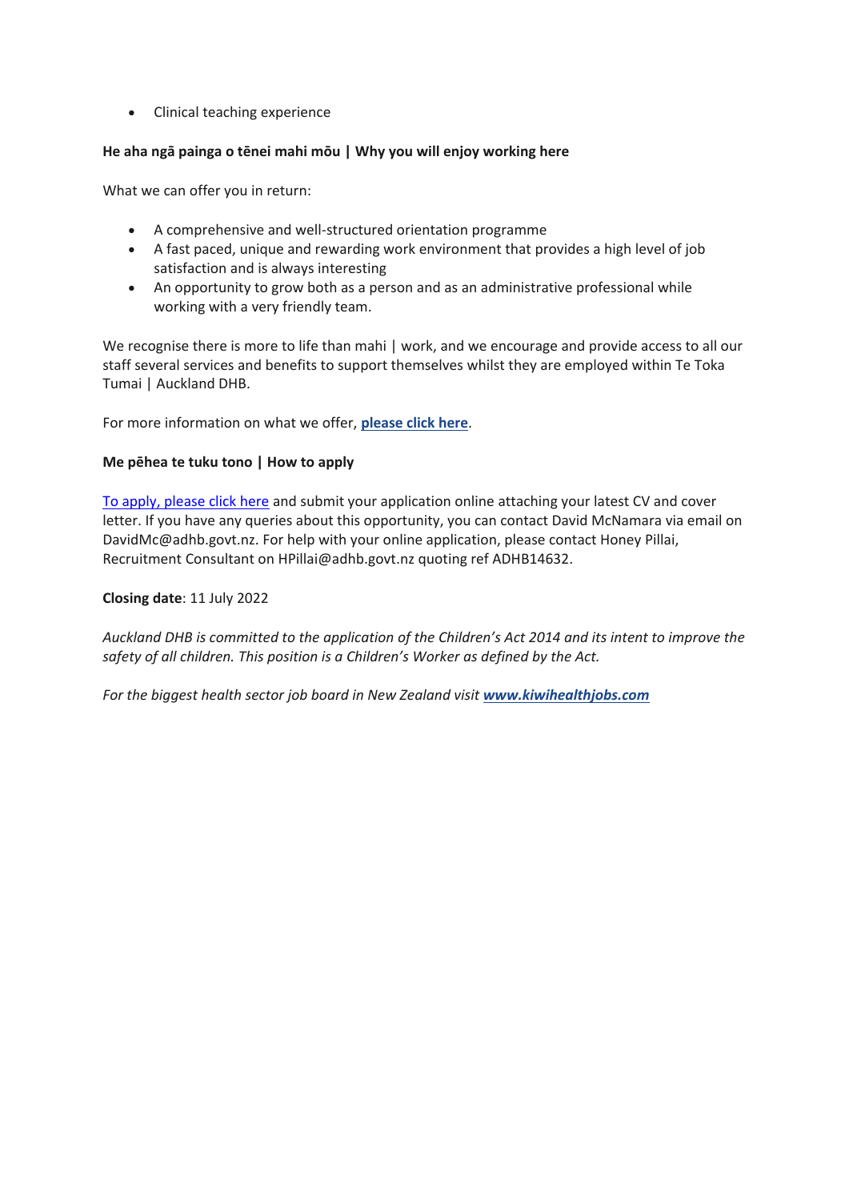- Clinical teaching experience

**He aha ngā painga o tēnei mahi mōu | Why you will enjoy working here**

What we can offer you in return:

- A comprehensive and well-structured orientation programme
- A fast paced, unique and rewarding work environment that provides a high level of job satisfaction and is always interesting
- An opportunity to grow both as a person and as an administrative professional while working with a very friendly team.

We recognise there is more to life than mahi | work, and we encourage and provide access to all our staff several services and benefits to support themselves whilst they are employed within Te Toka Tumai | Auckland DHB.

For more information on what we offer, **please click here**.

**Me pēhea te tuku tono | How to apply**

To apply, please click here and submit your application online attaching your latest CV and cover letter. If you have any queries about this opportunity, you can contact David McNamara via email on DavidMc@adhb.govt.nz. For help with your online application, please contact Honey Pillai, Recruitment Consultant on HPillai@adhb.govt.nz quoting ref ADHB14632.

**Closing date**: 11 July 2022

*Auckland DHB is committed to the application of the Children's Act 2014 and its intent to improve the safety of all children. This position is a Children's Worker as defined by the Act.*

*For the biggest health sector job board in New Zealand visit* ***www.kiwihealthjobs.com***